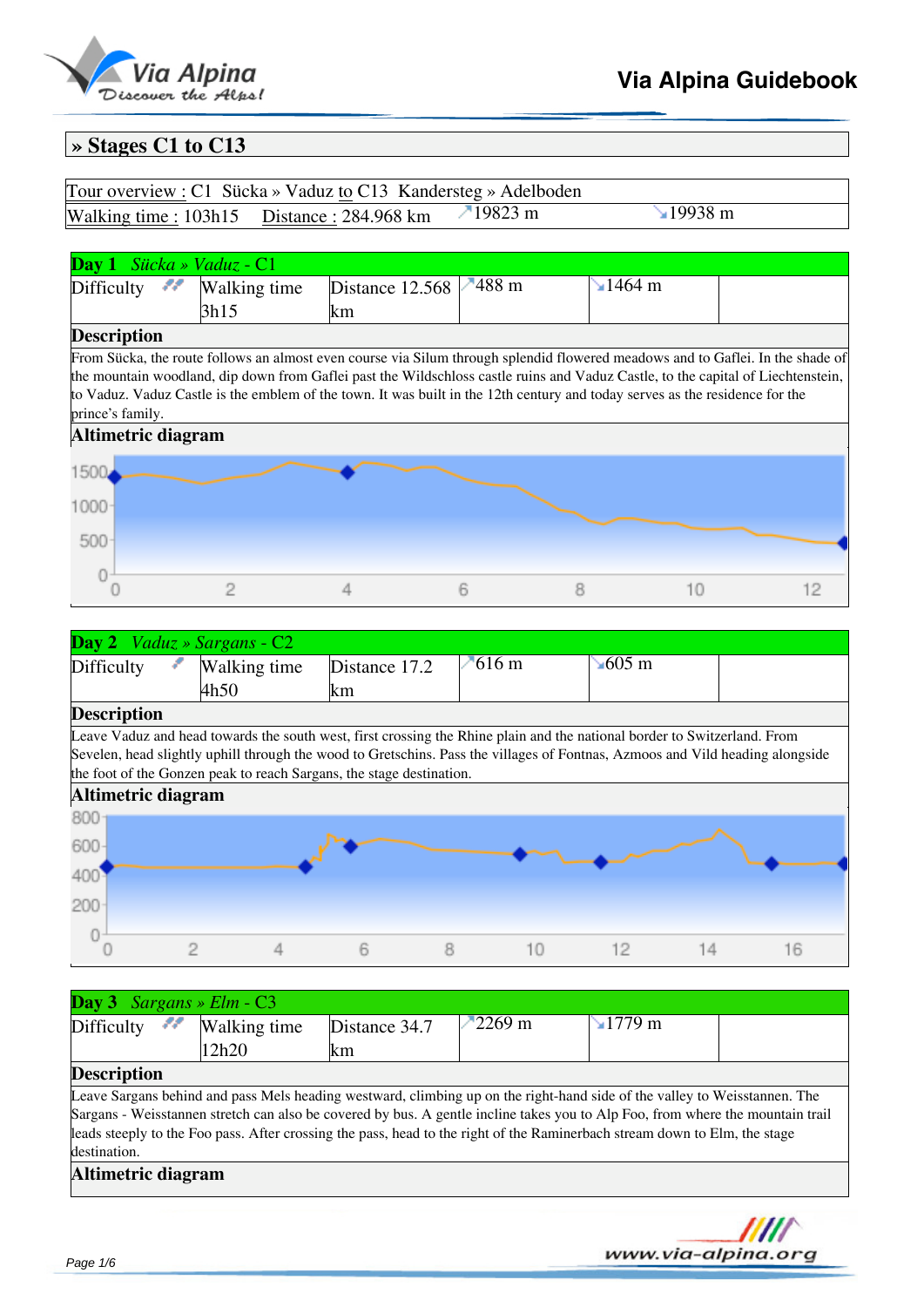## » Stages C1 to C13

| Tour overview : C1 Sücka » Vaduz to C13 Kandersteg » Adelboden | | | |
|---|---|---|---|
| Walking time : 103h15 | Distance : 284.968 km | ↗19823 m | ↘19938 m |

### Day 1 *Sücka » Vaduz* - C1

| Difficulty | Walking time 3h15 | Distance 12.568 km | ↗488 m | ↘1464 m | |
|---|---|---|---|---|---|

**Description**

From Sücka, the route follows an almost even course via Silum through splendid flowered meadows and to Gaflei. In the shade of the mountain woodland, dip down from Gaflei past the Wildschloss castle ruins and Vaduz Castle, to the capital of Liechtenstein, to Vaduz. Vaduz Castle is the emblem of the town. It was built in the 12th century and today serves as the residence for the prince's family.

**Altimetric diagram**

### Day 2 *Vaduz » Sargans* - C2

| Difficulty | Walking time 4h50 | Distance 17.2 km | ↗616 m | ↘605 m | |
|---|---|---|---|---|---|

**Description**

Leave Vaduz and head towards the south west, first crossing the Rhine plain and the national border to Switzerland. From Sevelen, head slightly uphill through the wood to Gretschins. Pass the villages of Fontnas, Azmoos and Vild heading alongside the foot of the Gonzen peak to reach Sargans, the stage destination.

**Altimetric diagram**

### Day 3 *Sargans » Elm* - C3

| Difficulty | Walking time 12h20 | Distance 34.7 km | ↗2269 m | ↘1779 m | |
|---|---|---|---|---|---|

**Description**

Leave Sargans behind and pass Mels heading westward, climbing up on the right-hand side of the valley to Weisstannen. The Sargans - Weisstannen stretch can also be covered by bus. A gentle incline takes you to Alp Foo, from where the mountain trail leads steeply to the Foo pass. After crossing the pass, head to the right of the Raminerbach stream down to Elm, the stage destination.

**Altimetric diagram**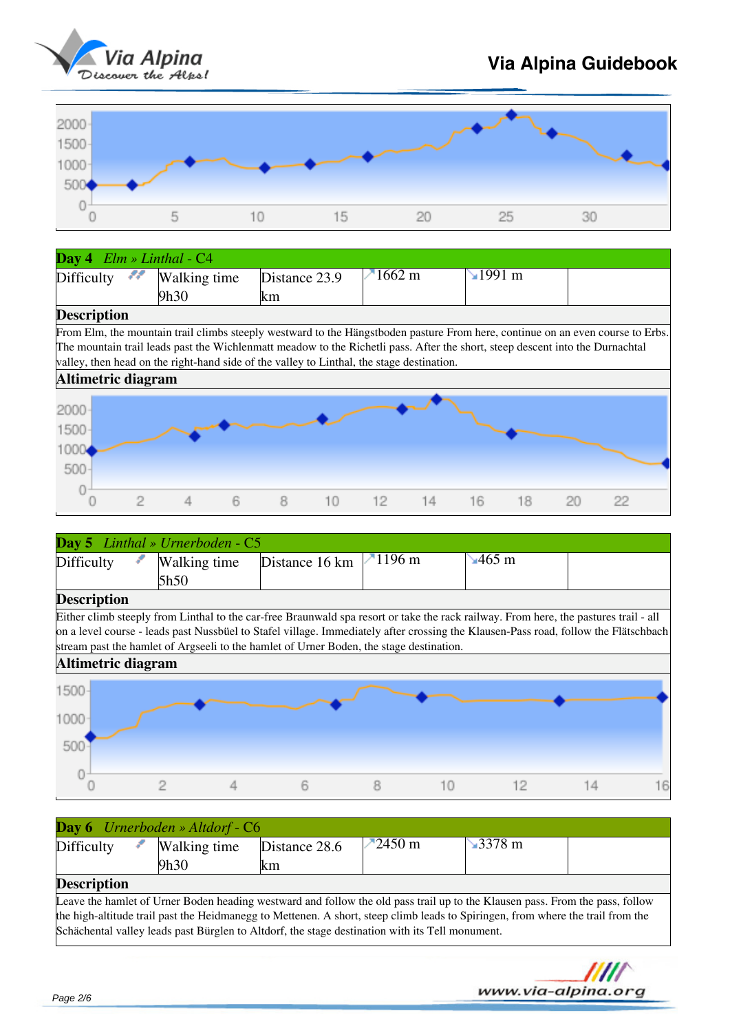## Day 4 *Elm » Linthal* - C4

| Difficulty | Walking time 9h30 | Distance 23.9 km | ↗1662 m | ↘1991 m | |
|---|---|---|---|---|---|

### Description

From Elm, the mountain trail climbs steeply westward to the Hängstboden pasture From here, continue on an even course to Erbs. The mountain trail leads past the Wichlenmatt meadow to the Richetli pass. After the short, steep descent into the Durnachtal valley, then head on the right-hand side of the valley to Linthal, the stage destination.

### Altimetric diagram

## Day 5 *Linthal » Urnerboden* - C5

| Difficulty | Walking time 5h50 | Distance 16 km | ↗1196 m | ↘465 m | |
|---|---|---|---|---|---|

### Description

Either climb steeply from Linthal to the car-free Braunwald spa resort or take the rack railway. From here, the pastures trail - all on a level course - leads past Nussbüel to Stafel village. Immediately after crossing the Klausen-Pass road, follow the Flätschbach stream past the hamlet of Argseeli to the hamlet of Urner Boden, the stage destination.

### Altimetric diagram

## Day 6 *Urnerboden » Altdorf* - C6

| Difficulty | Walking time 9h30 | Distance 28.6 km | ↗2450 m | ↘3378 m | |
|---|---|---|---|---|---|

### Description

Leave the hamlet of Urner Boden heading westward and follow the old pass trail up to the Klausen pass. From the pass, follow the high-altitude trail past the Heidmanegg to Mettenen. A short, steep climb leads to Spiringen, from where the trail from the Schächental valley leads past Bürglen to Altdorf, the stage destination with its Tell monument.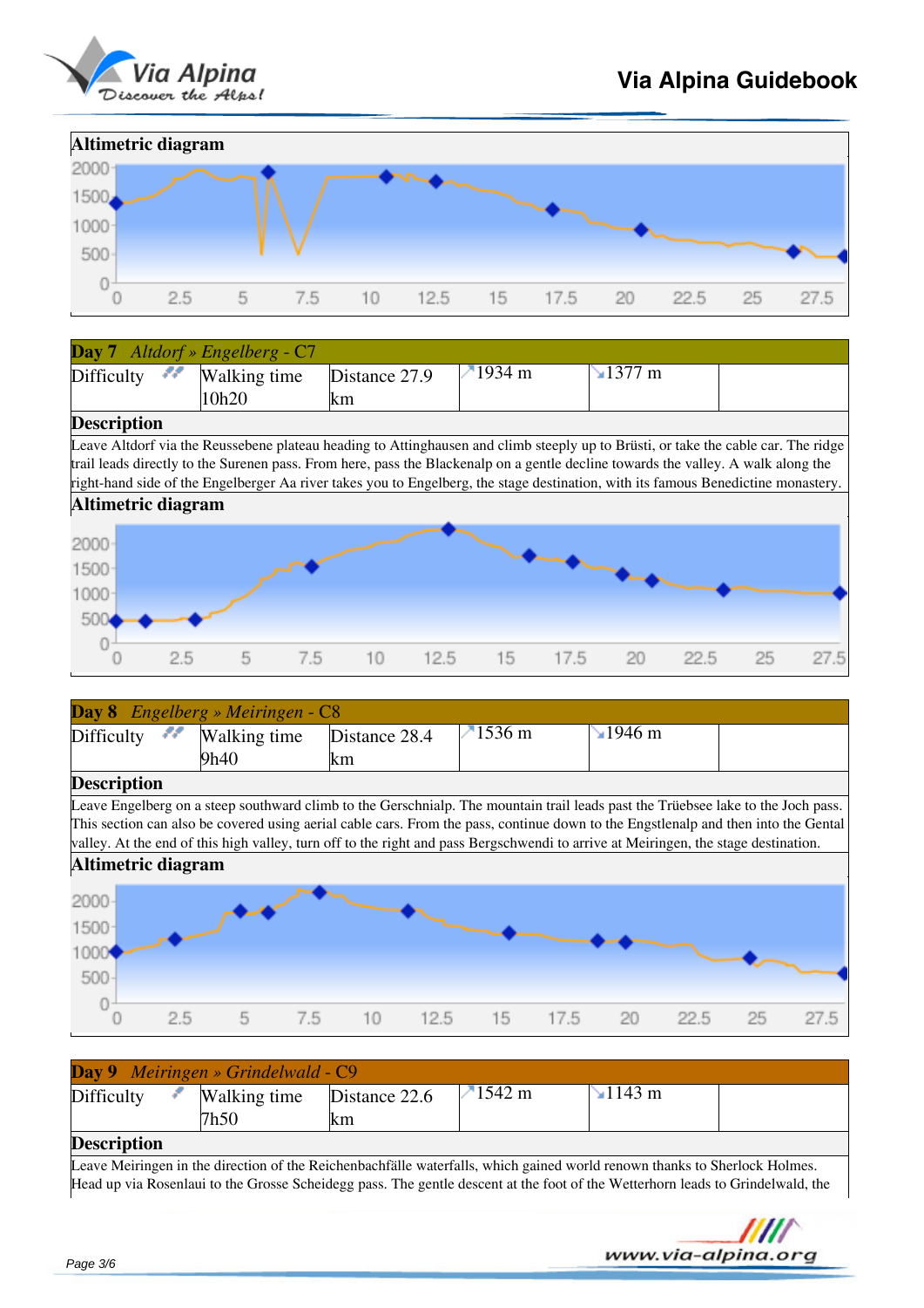## Altimetric diagram

## Day 7 *Altdorf » Engelberg - C7*

| Difficulty | Walking time 10h20 | Distance 27.9 km | ↗1934 m | ↘1377 m | |
|---|---|---|---|---|---|

### Description

Leave Altdorf via the Reussebene plateau heading to Attinghausen and climb steeply up to Brüsti, or take the cable car. The ridge trail leads directly to the Surenen pass. From here, pass the Blackenalp on a gentle decline towards the valley. A walk along the right-hand side of the Engelberger Aa river takes you to Engelberg, the stage destination, with its famous Benedictine monastery.

### Altimetric diagram

## Day 8 *Engelberg » Meiringen - C8*

| Difficulty | Walking time 9h40 | Distance 28.4 km | ↗1536 m | ↘1946 m | |
|---|---|---|---|---|---|

### Description

Leave Engelberg on a steep southward climb to the Gerschnialp. The mountain trail leads past the Trüebsee lake to the Joch pass. This section can also be covered using aerial cable cars. From the pass, continue down to the Engstlenalp and then into the Gental valley. At the end of this high valley, turn off to the right and pass Bergschwendi to arrive at Meiringen, the stage destination.

### Altimetric diagram

## Day 9 *Meiringen » Grindelwald - C9*

| Difficulty | Walking time 7h50 | Distance 22.6 km | ↗1542 m | ↘1143 m | |
|---|---|---|---|---|---|

### Description

Leave Meiringen in the direction of the Reichenbachfälle waterfalls, which gained world renown thanks to Sherlock Holmes. Head up via Rosenlaui to the Grosse Scheidegg pass. The gentle descent at the foot of the Wetterhorn leads to Grindelwald, the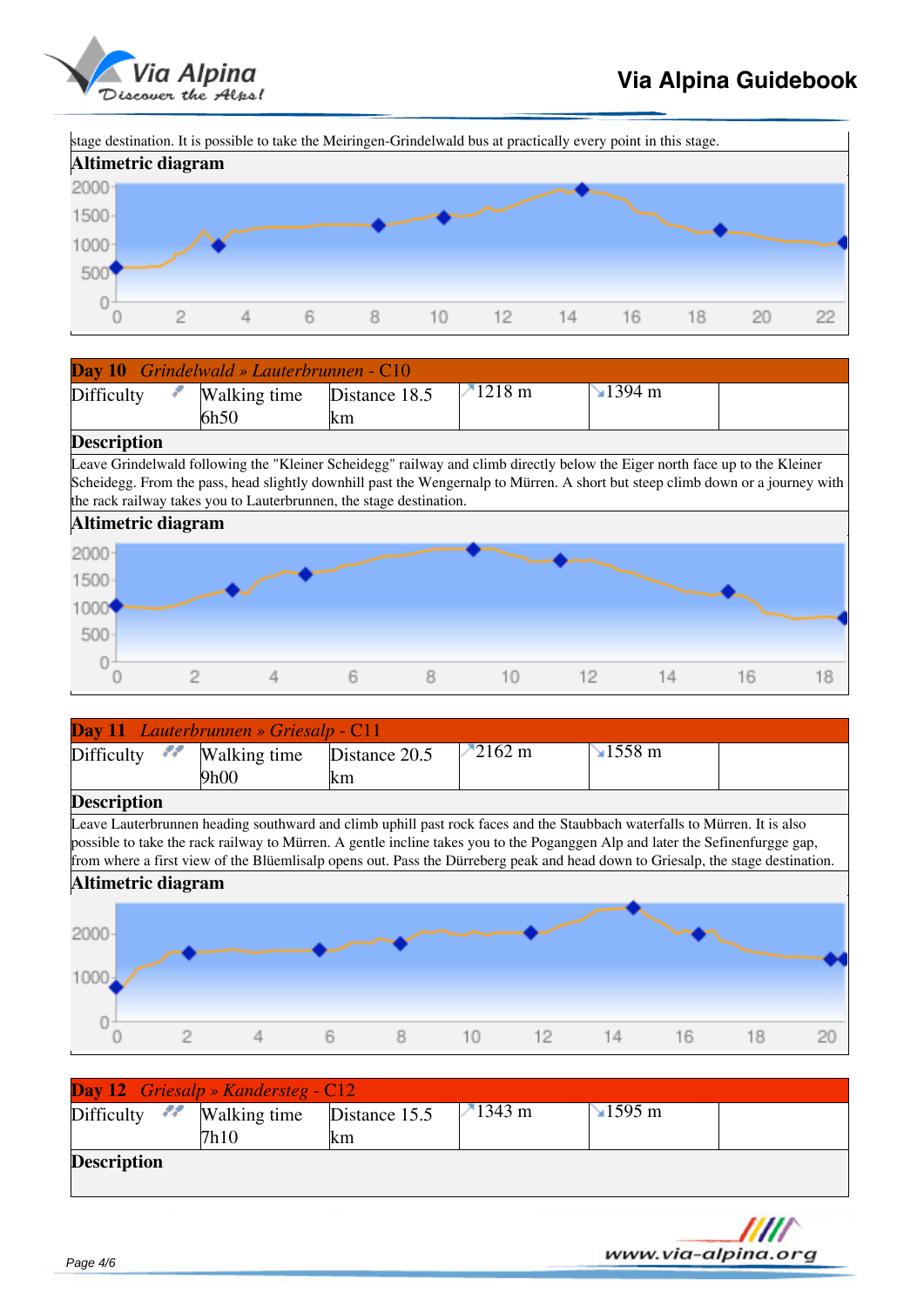stage destination. It is possible to take the Meiringen-Grindelwald bus at practically every point in this stage.

**Altimetric diagram**

## Day 10 *Grindelwald » Lauterbrunnen* - C10

| Difficulty | Walking time 6h50 | Distance 18.5 km | ↗1218 m | ↘1394 m | |
|---|---|---|---|---|---|

**Description**

Leave Grindelwald following the "Kleiner Scheidegg" railway and climb directly below the Eiger north face up to the Kleiner Scheidegg. From the pass, head slightly downhill past the Wengernalp to Mürren. A short but steep climb down or a journey with the rack railway takes you to Lauterbrunnen, the stage destination.

**Altimetric diagram**

## Day 11 *Lauterbrunnen » Griesalp* - C11

| Difficulty | Walking time 9h00 | Distance 20.5 km | ↗2162 m | ↘1558 m | |
|---|---|---|---|---|---|

**Description**

Leave Lauterbrunnen heading southward and climb uphill past rock faces and the Staubbach waterfalls to Mürren. It is also possible to take the rack railway to Mürren. A gentle incline takes you to the Poganggen Alp and later the Sefinenfurgge gap, from where a first view of the Blüemlisalp opens out. Pass the Dürreberg peak and head down to Griesalp, the stage destination.

**Altimetric diagram**

## Day 12 *Griesalp » Kandersteg* - C12

| Difficulty | Walking time 7h10 | Distance 15.5 km | ↗1343 m | ↘1595 m | |
|---|---|---|---|---|---|

**Description**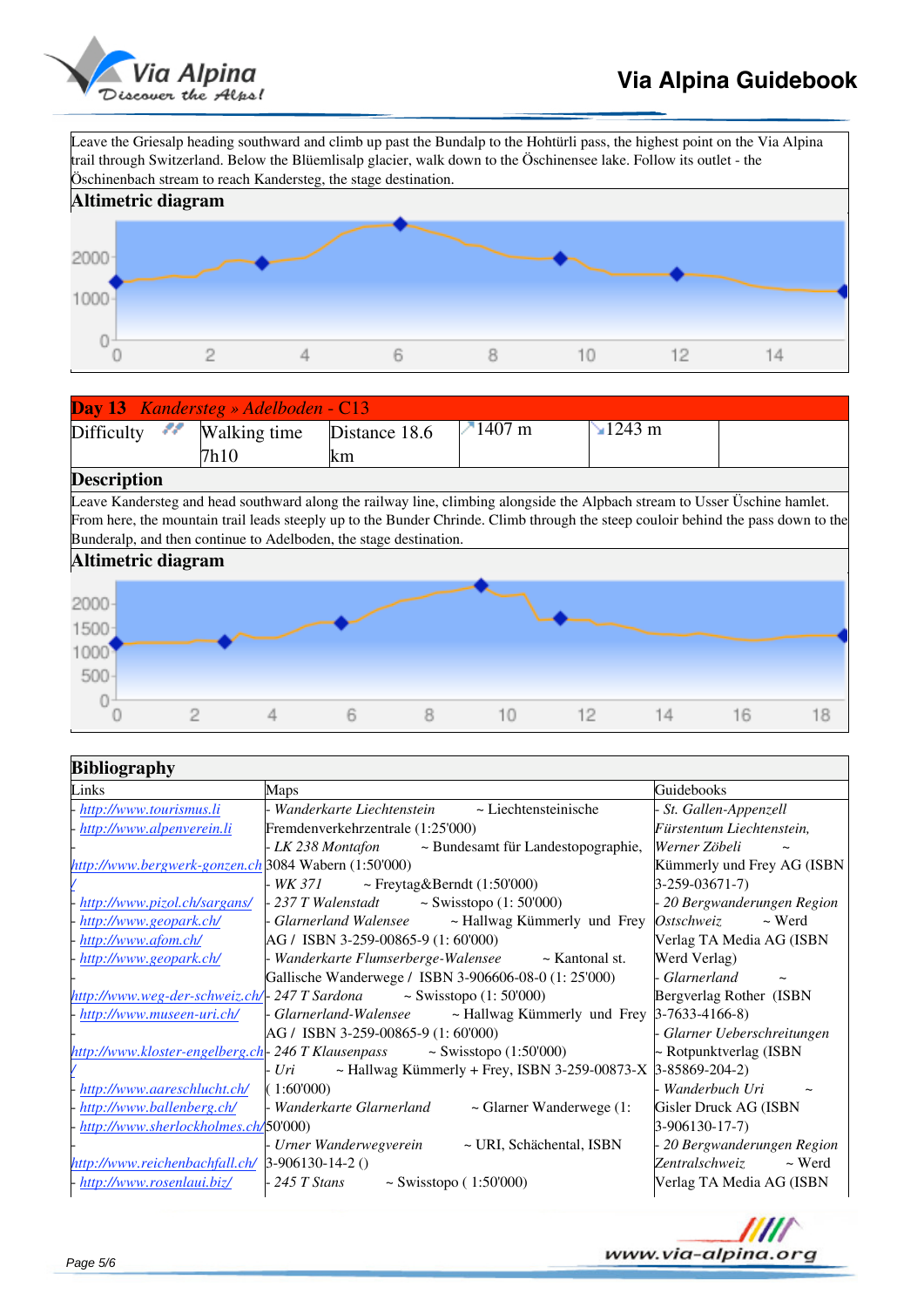Leave the Griesalp heading southward and climb up past the Bundalp to the Hohtürli pass, the highest point on the Via Alpina trail through Switzerland. Below the Blüemlisalp glacier, walk down to the Öschinensee lake. Follow its outlet - the Öschinenbach stream to reach Kandersteg, the stage destination.

## Altimetric diagram

## Day 13 *Kandersteg » Adelboden - C13*

| Difficulty | Walking time 7h10 | Distance 18.6 km | 1407 m | 1243 m | |
|---|---|---|---|---|---|

## Description

Leave Kandersteg and head southward along the railway line, climbing alongside the Alpbach stream to Usser Üschine hamlet. From here, the mountain trail leads steeply up to the Bunder Chrinde. Climb through the steep couloir behind the pass down to the Bunderalp, and then continue to Adelboden, the stage destination.

## Altimetric diagram

## Bibliography

| Links | Maps | Guidebooks |
|---|---|---|
| - http://www.tourismus.li<br>- http://www.alpenverein.li<br>http://www.bergwerk-gonzen.ch/<br>- http://www.pizol.ch/sargans/<br>- http://www.geopark.ch/<br>- http://www.afom.ch/<br>- http://www.geopark.ch/<br>http://www.weg-der-schweiz.ch/<br>- http://www.museen-uri.ch/<br>http://www.kloster-engelberg.ch/<br>- http://www.aareschlucht.ch/<br>- http://www.ballenberg.ch/<br>- http://www.sherlockholmes.ch/<br>http://www.reichenbachfall.ch/<br>- http://www.rosenlaui.biz/ | - *Wanderkarte Liechtenstein* ~ Liechtensteinische Fremdenverkehrzentrale (1:25'000)<br>- *LK 238 Montafon* ~ Bundesamt für Landestopographie, 3084 Wabern (1:50'000)<br>- *WK 371* ~ Freytag&Berndt (1:50'000)<br>- *237 T Walenstadt* ~ Swisstopo (1: 50'000)<br>- *Glarnerland Walensee* ~ Hallwag Kümmerly und Frey AG / ISBN 3-259-00865-9 (1: 60'000)<br>- *Wanderkarte Flumserberge-Walensee* ~ Kantonal st. Gallische Wanderwege / ISBN 3-906606-08-0 (1: 25'000)<br>- *247 T Sardona* ~ Swisstopo (1: 50'000)<br>- *Glarnerland-Walensee* ~ Hallwag Kümmerly und Frey AG / ISBN 3-259-00865-9 (1: 60'000)<br>- *246 T Klausenpass* ~ Swisstopo (1:50'000)<br>- *Uri* ~ Hallwag Kümmerly + Frey, ISBN 3-259-00873-X ( 1:60'000)<br>- *Wanderkarte Glarnerland* ~ Glarner Wanderwege (1: 50'000)<br>- *Urner Wanderwegverein* ~ URI, Schächental, ISBN 3-906130-14-2 ()<br>- *245 T Stans* ~ Swisstopo ( 1:50'000) | - *St. Gallen-Appenzell Fürstentum Liechtenstein, Werner Zöbeli* ~ Kümmerly und Frey AG (ISBN 3-259-03671-7)<br>- *20 Bergwanderungen Region Ostschweiz* ~ Werd Verlag TA Media AG (ISBN Werd Verlag)<br>- *Glarnerland* ~ Bergverlag Rother (ISBN 3-7633-4166-8)<br>- *Glarner Ueberschreitungen* ~ Rotpunktverlag (ISBN 3-85869-204-2)<br>- *Wanderbuch Uri* ~ Gisler Druck AG (ISBN 3-906130-17-7)<br>- *20 Bergwanderungen Region Zentralschweiz* ~ Werd Verlag TA Media AG (ISBN |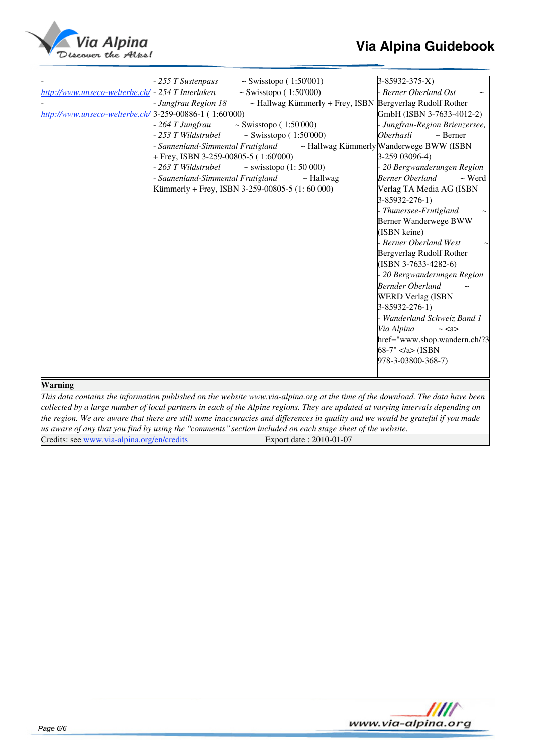| | | |
|---|---|---|
| - <br>http://www.unseco-welterbe.ch/ <br>- <br>http://www.unseco-welterbe.ch/ | - *255 T Sustenpass* ~ Swisstopo ( 1:50'001) <br>- *254 T Interlaken* ~ Swisstopo ( 1:50'000) <br>- *Jungfrau Region 18* ~ Hallwag Kümmerly + Frey, ISBN 3-259-00886-1 ( 1:60'000) <br>- *264 T Jungfrau* ~ Swisstopo ( 1:50'000) <br>- *253 T Wildstrubel* ~ Swisstopo ( 1:50'000) <br>- *Sannenland-Simmental Frutigland* ~ Hallwag Kümmerly + Frey, ISBN 3-259-00805-5 ( 1:60'000) <br>- *263 T Wildstrubel* ~ swisstopo (1: 50 000) <br>- *Saanenland-Simmental Frutigland* ~ Hallwag Kümmerly + Frey, ISBN 3-259-00805-5 (1: 60 000) | 3-85932-375-X) <br>- *Berner Oberland Ost* ~ Bergverlag Rudolf Rother GmbH (ISBN 3-7633-4012-2) <br>- *Jungfrau-Region Brienzersee, Oberhasli* ~ Berner Wanderwege BWW (ISBN 3-259 03096-4) <br>- *20 Bergwanderungen Region Berner Oberland* ~ Werd Verlag TA Media AG (ISBN 3-85932-276-1) <br>- *Thunersee-Frutigland* ~ Berner Wanderwege BWW (ISBN keine) <br>- *Berner Oberland West* ~ Bergverlag Rudolf Rother (ISBN 3-7633-4282-6) <br>- *20 Bergwanderungen Region Bernder Oberland* ~ WERD Verlag (ISBN 3-85932-276-1) <br>- *Wanderland Schweiz Band 1 Via Alpina* ~ <a> href="www.shop.wandern.ch/?368-7" </a> (ISBN 978-3-03800-368-7) |

**Warning**

*This data contains the information published on the website www.via-alpina.org at the time of the download. The data have been collected by a large number of local partners in each of the Alpine regions. They are updated at varying intervals depending on the region. We are aware that there are still some inaccuracies and differences in quality and we would be grateful if you made us aware of any that you find by using the "comments" section included on each stage sheet of the website.*

Credits: see www.via-alpina.org/en/credits    Export date : 2010-01-07